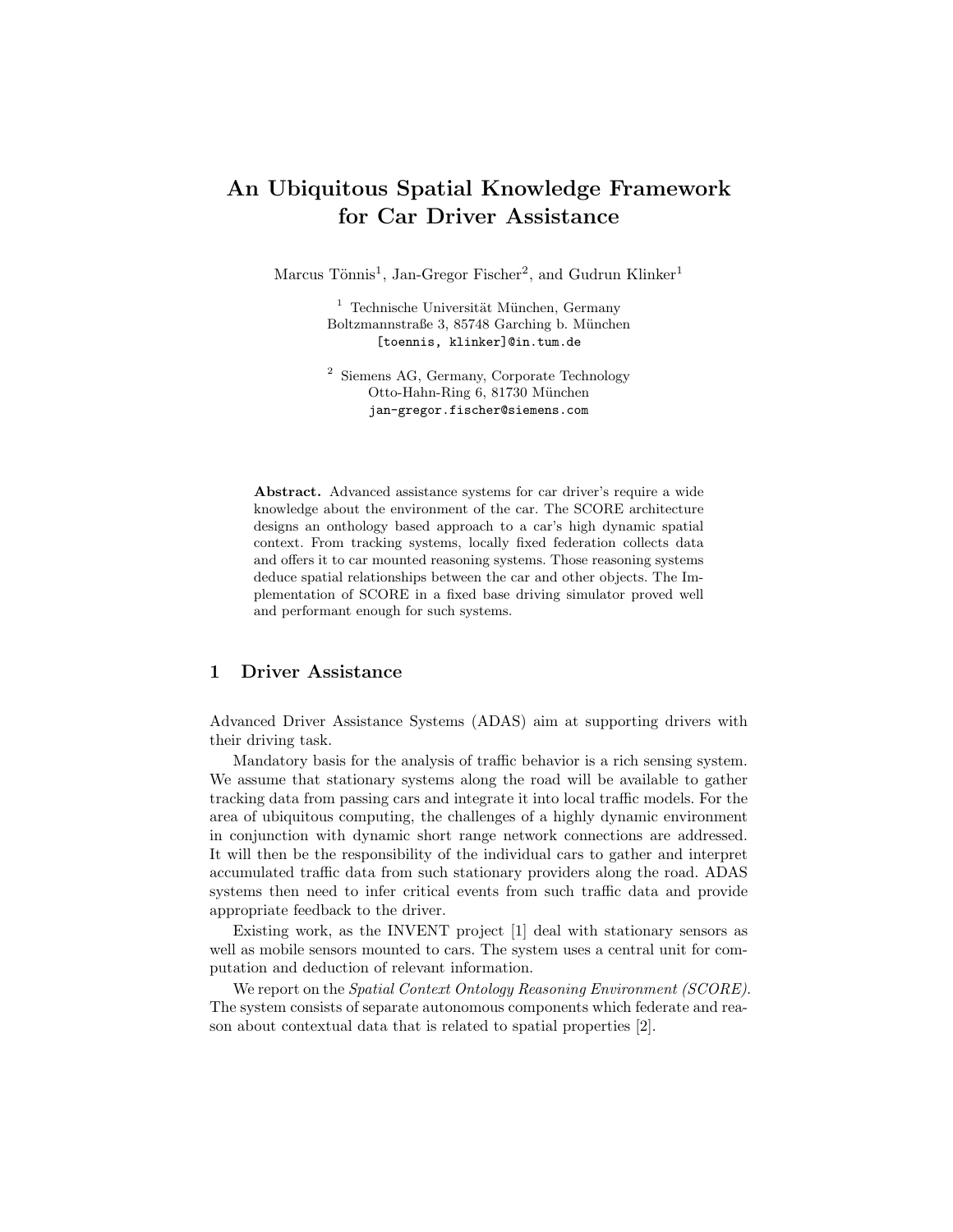# An Ubiquitous Spatial Knowledge Framework for Car Driver Assistance

Marcus Tönnis[1], Jan-Gregor Fischer[2], and Gudrun Klinker[1]

[1] Technische Universität München, Germany
Boltzmannstraße 3, 85748 Garching b. München
[toennis, klinker]@in.tum.de

[2] Siemens AG, Germany, Corporate Technology
Otto-Hahn-Ring 6, 81730 München
jan-gregor.fischer@siemens.com

**Abstract.** Advanced assistance systems for car driver's require a wide knowledge about the environment of the car. The SCORE architecture designs an onthology based approach to a car's high dynamic spatial context. From tracking systems, locally fixed federation collects data and offers it to car mounted reasoning systems. Those reasoning systems deduce spatial relationships between the car and other objects. The Implementation of SCORE in a fixed base driving simulator proved well and performant enough for such systems.

## 1 Driver Assistance

Advanced Driver Assistance Systems (ADAS) aim at supporting drivers with their driving task.

Mandatory basis for the analysis of traffic behavior is a rich sensing system. We assume that stationary systems along the road will be available to gather tracking data from passing cars and integrate it into local traffic models. For the area of ubiquitous computing, the challenges of a highly dynamic environment in conjunction with dynamic short range network connections are addressed. It will then be the responsibility of the individual cars to gather and interpret accumulated traffic data from such stationary providers along the road. ADAS systems then need to infer critical events from such traffic data and provide appropriate feedback to the driver.

Existing work, as the INVENT project [1] deal with stationary sensors as well as mobile sensors mounted to cars. The system uses a central unit for computation and deduction of relevant information.

We report on the *Spatial Context Ontology Reasoning Environment (SCORE)*. The system consists of separate autonomous components which federate and reason about contextual data that is related to spatial properties [2].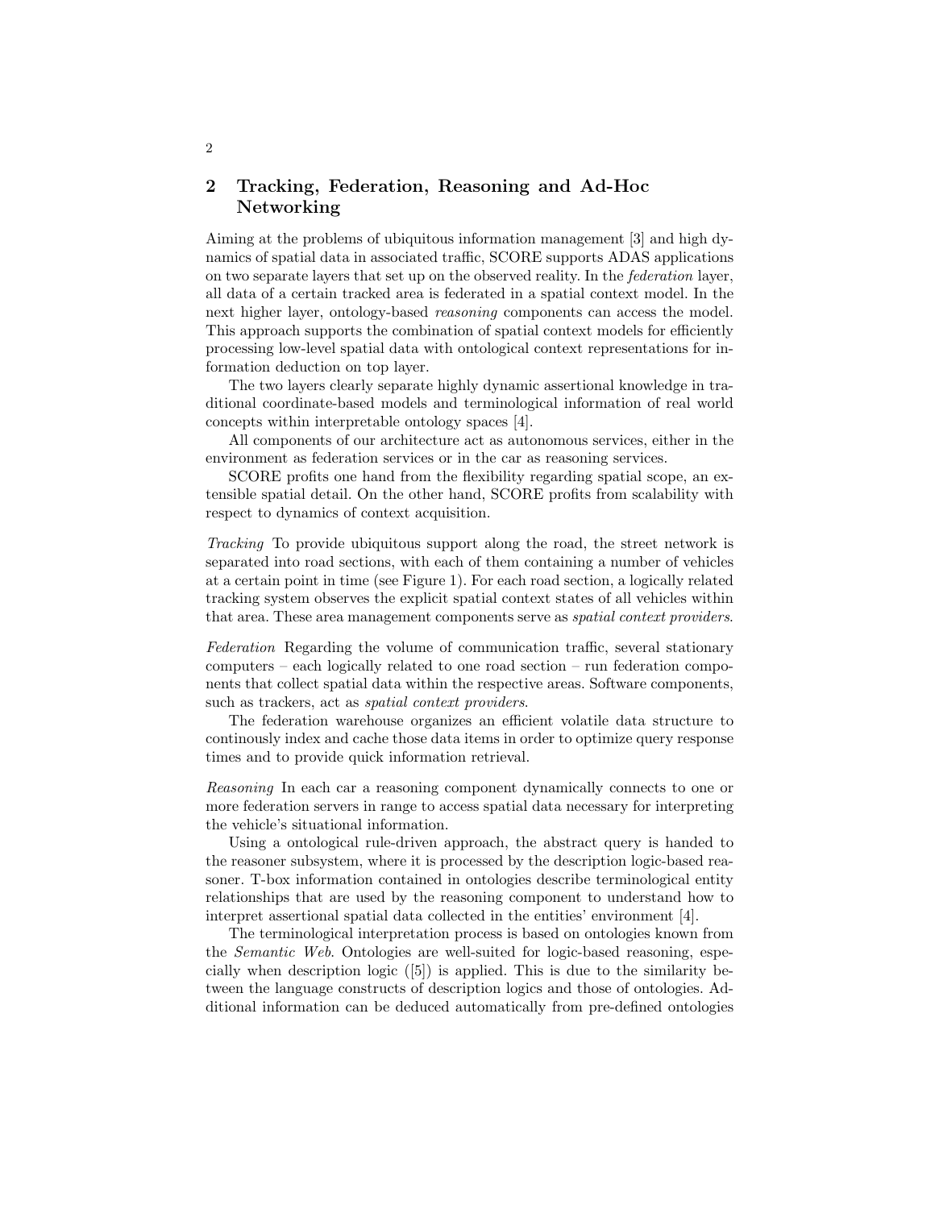## 2 Tracking, Federation, Reasoning and Ad-Hoc Networking

Aiming at the problems of ubiquitous information management [3] and high dynamics of spatial data in associated traffic, SCORE supports ADAS applications on two separate layers that set up on the observed reality. In the *federation* layer, all data of a certain tracked area is federated in a spatial context model. In the next higher layer, ontology-based *reasoning* components can access the model. This approach supports the combination of spatial context models for efficiently processing low-level spatial data with ontological context representations for information deduction on top layer.

The two layers clearly separate highly dynamic assertional knowledge in traditional coordinate-based models and terminological information of real world concepts within interpretable ontology spaces [4].

All components of our architecture act as autonomous services, either in the environment as federation services or in the car as reasoning services.

SCORE profits one hand from the flexibility regarding spatial scope, an extensible spatial detail. On the other hand, SCORE profits from scalability with respect to dynamics of context acquisition.

*Tracking* To provide ubiquitous support along the road, the street network is separated into road sections, with each of them containing a number of vehicles at a certain point in time (see Figure 1). For each road section, a logically related tracking system observes the explicit spatial context states of all vehicles within that area. These area management components serve as *spatial context providers*.

*Federation* Regarding the volume of communication traffic, several stationary computers – each logically related to one road section – run federation components that collect spatial data within the respective areas. Software components, such as trackers, act as *spatial context providers*.

The federation warehouse organizes an efficient volatile data structure to continously index and cache those data items in order to optimize query response times and to provide quick information retrieval.

*Reasoning* In each car a reasoning component dynamically connects to one or more federation servers in range to access spatial data necessary for interpreting the vehicle's situational information.

Using a ontological rule-driven approach, the abstract query is handed to the reasoner subsystem, where it is processed by the description logic-based reasoner. T-box information contained in ontologies describe terminological entity relationships that are used by the reasoning component to understand how to interpret assertional spatial data collected in the entities' environment [4].

The terminological interpretation process is based on ontologies known from the *Semantic Web*. Ontologies are well-suited for logic-based reasoning, especially when description logic ([5]) is applied. This is due to the similarity between the language constructs of description logics and those of ontologies. Additional information can be deduced automatically from pre-defined ontologies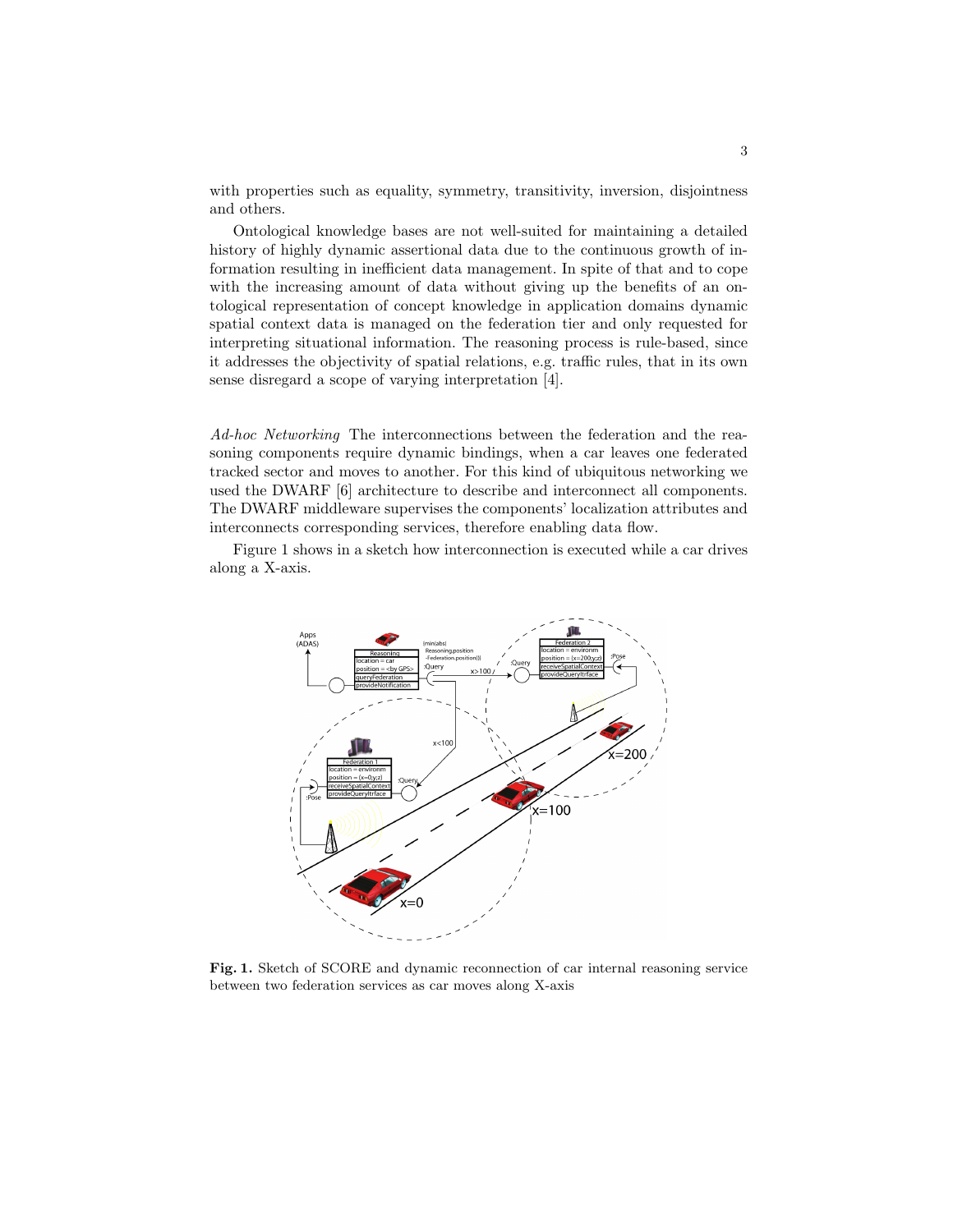with properties such as equality, symmetry, transitivity, inversion, disjointness and others.

Ontological knowledge bases are not well-suited for maintaining a detailed history of highly dynamic assertional data due to the continuous growth of information resulting in inefficient data management. In spite of that and to cope with the increasing amount of data without giving up the benefits of an ontological representation of concept knowledge in application domains dynamic spatial context data is managed on the federation tier and only requested for interpreting situational information. The reasoning process is rule-based, since it addresses the objectivity of spatial relations, e.g. traffic rules, that in its own sense disregard a scope of varying interpretation [4].

*Ad-hoc Networking* The interconnections between the federation and the reasoning components require dynamic bindings, when a car leaves one federated tracked sector and moves to another. For this kind of ubiquitous networking we used the DWARF [6] architecture to describe and interconnect all components. The DWARF middleware supervises the components' localization attributes and interconnects corresponding services, therefore enabling data flow.

Figure 1 shows in a sketch how interconnection is executed while a car drives along a X-axis.

**Fig. 1.** Sketch of SCORE and dynamic reconnection of car internal reasoning service between two federation services as car moves along X-axis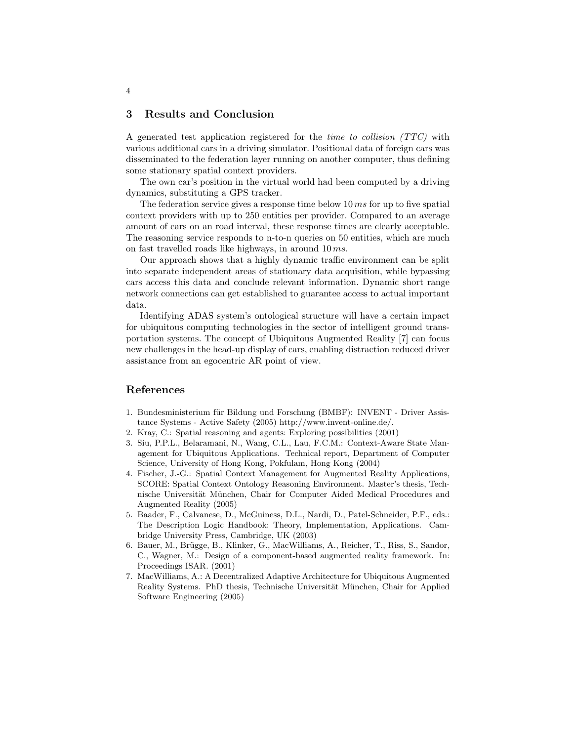## 3 Results and Conclusion

A generated test application registered for the *time to collision (TTC)* with various additional cars in a driving simulator. Positional data of foreign cars was disseminated to the federation layer running on another computer, thus defining some stationary spatial context providers.

The own car's position in the virtual world had been computed by a driving dynamics, substituting a GPS tracker.

The federation service gives a response time below $10\,ms$ for up to five spatial context providers with up to 250 entities per provider. Compared to an average amount of cars on an road interval, these response times are clearly acceptable. The reasoning service responds to n-to-n queries on 50 entities, which are much on fast travelled roads like highways, in around $10\,ms$.

Our approach shows that a highly dynamic traffic environment can be split into separate independent areas of stationary data acquisition, while bypassing cars access this data and conclude relevant information. Dynamic short range network connections can get established to guarantee access to actual important data.

Identifying ADAS system's ontological structure will have a certain impact for ubiquitous computing technologies in the sector of intelligent ground transportation systems. The concept of Ubiquitous Augmented Reality [7] can focus new challenges in the head-up display of cars, enabling distraction reduced driver assistance from an egocentric AR point of view.

## References

1. Bundesministerium für Bildung und Forschung (BMBF): INVENT - Driver Assistance Systems - Active Safety (2005) http://www.invent-online.de/.
2. Kray, C.: Spatial reasoning and agents: Exploring possibilities (2001)
3. Siu, P.P.L., Belaramani, N., Wang, C.L., Lau, F.C.M.: Context-Aware State Management for Ubiquitous Applications. Technical report, Department of Computer Science, University of Hong Kong, Pokfulam, Hong Kong (2004)
4. Fischer, J.-G.: Spatial Context Management for Augmented Reality Applications, SCORE: Spatial Context Ontology Reasoning Environment. Master's thesis, Technische Universität München, Chair for Computer Aided Medical Procedures and Augmented Reality (2005)
5. Baader, F., Calvanese, D., McGuiness, D.L., Nardi, D., Patel-Schneider, P.F., eds.: The Description Logic Handbook: Theory, Implementation, Applications. Cambridge University Press, Cambridge, UK (2003)
6. Bauer, M., Brügge, B., Klinker, G., MacWilliams, A., Reicher, T., Riss, S., Sandor, C., Wagner, M.: Design of a component-based augmented reality framework. In: Proceedings ISAR. (2001)
7. MacWilliams, A.: A Decentralized Adaptive Architecture for Ubiquitous Augmented Reality Systems. PhD thesis, Technische Universität München, Chair for Applied Software Engineering (2005)